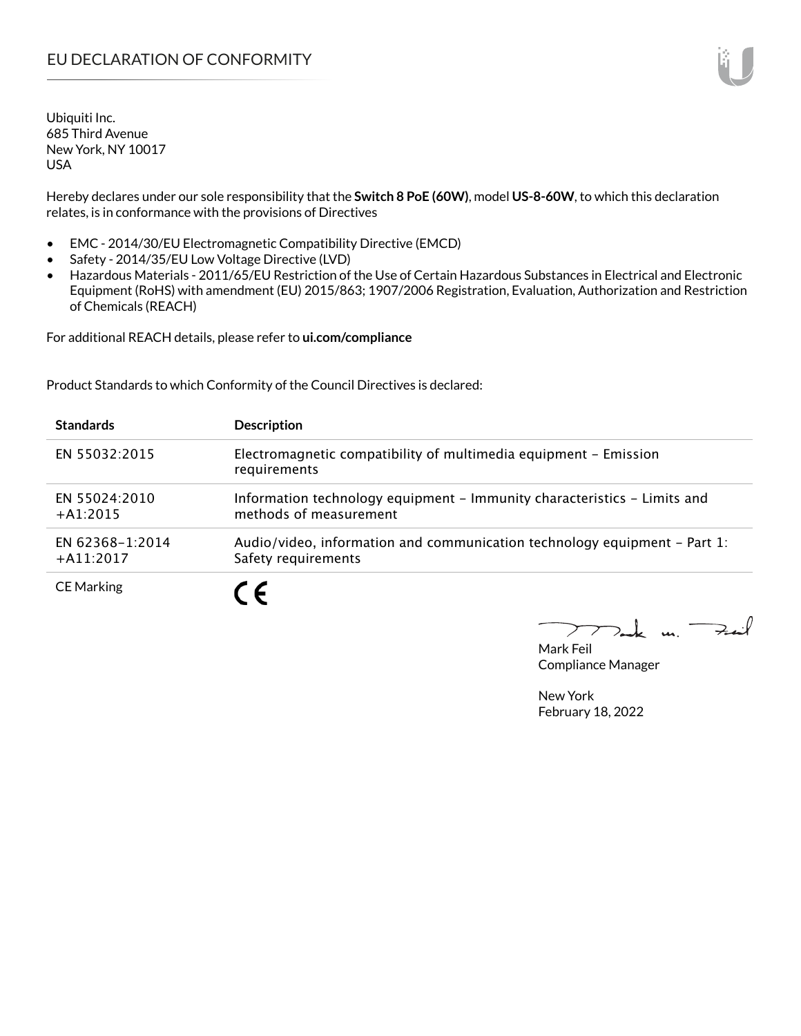# EU DECLARATION OF CONFORMITY

Ubiquiti Inc.
685 Third Avenue
New York, NY 10017
USA

Hereby declares under our sole responsibility that the **Switch 8 PoE (60W)**, model **US-8-60W**, to which this declaration relates, is in conformance with the provisions of Directives

- EMC - 2014/30/EU Electromagnetic Compatibility Directive (EMCD)
- Safety - 2014/35/EU Low Voltage Directive (LVD)
- Hazardous Materials - 2011/65/EU Restriction of the Use of Certain Hazardous Substances in Electrical and Electronic Equipment (RoHS) with amendment (EU) 2015/863; 1907/2006 Registration, Evaluation, Authorization and Restriction of Chemicals (REACH)

For additional REACH details, please refer to **ui.com/compliance**

Product Standards to which Conformity of the Council Directives is declared:

| Standards | Description |
|---|---|
| EN 55032:2015 | Electromagnetic compatibility of multimedia equipment – Emission requirements |
| EN 55024:2010 +A1:2015 | Information technology equipment – Immunity characteristics – Limits and methods of measurement |
| EN 62368-1:2014 +A11:2017 | Audio/video, information and communication technology equipment – Part 1: Safety requirements |
| CE Marking | CE |

Mark Feil
Compliance Manager

New York
February 18, 2022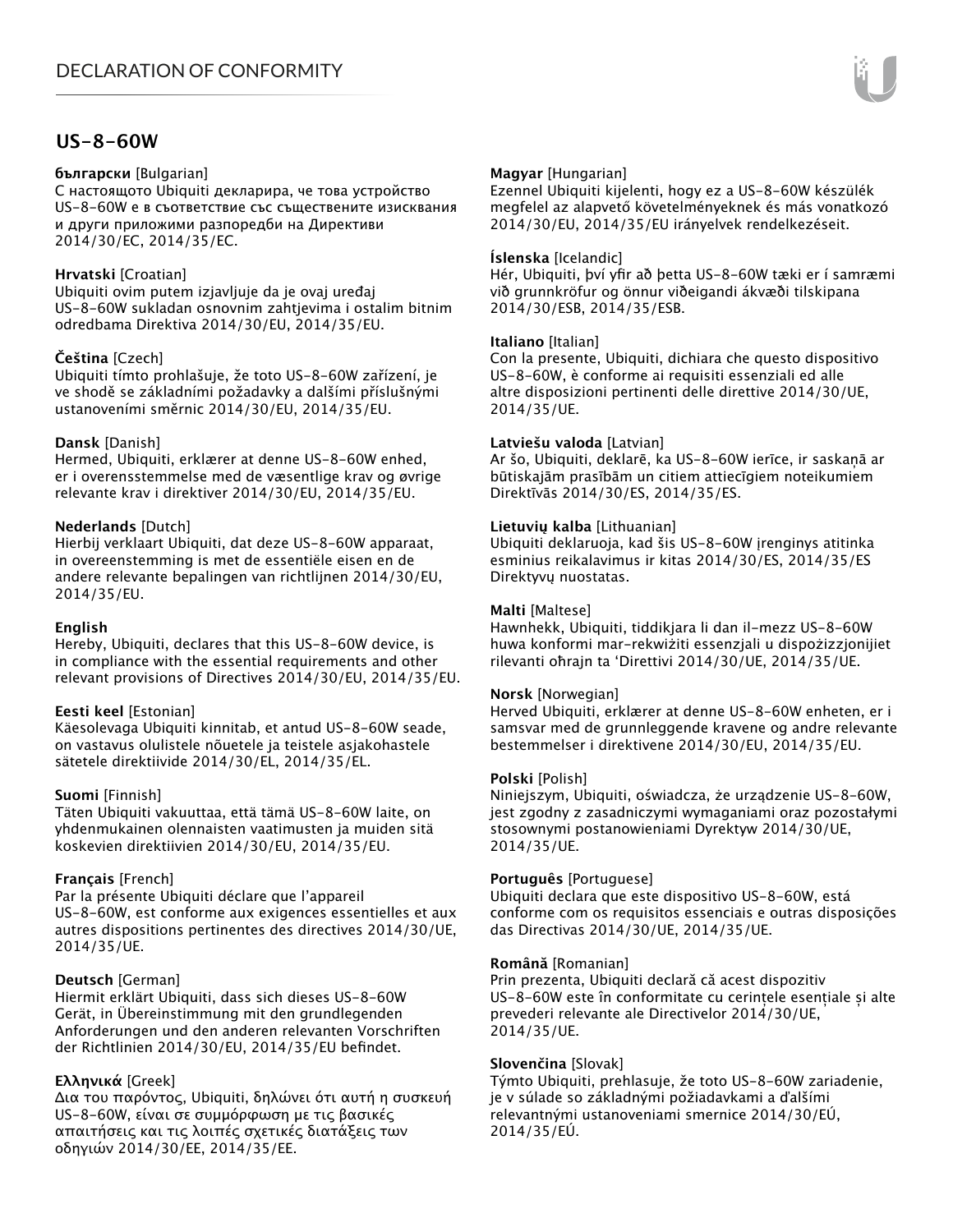# DECLARATION OF CONFORMITY

## US-8-60W

**български** [Bulgarian]
С настоящото Ubiquiti декларира, че това устройство US-8-60W е в съответствие със съществените изисквания и други приложими разпоредби на Директиви 2014/30/ЕС, 2014/35/ЕС.

**Hrvatski** [Croatian]
Ubiquiti ovim putem izjavljuje da je ovaj uređaj US-8-60W sukladan osnovnim zahtjevima i ostalim bitnim odredbama Direktiva 2014/30/EU, 2014/35/EU.

**Čeština** [Czech]
Ubiquiti tímto prohlašuje, že toto US-8-60W zařízení, je ve shodě se základními požadavky a dalšími příslušnými ustanoveními směrnic 2014/30/EU, 2014/35/EU.

**Dansk** [Danish]
Hermed, Ubiquiti, erklærer at denne US-8-60W enhed, er i overensstemmelse med de væsentlige krav og øvrige relevante krav i direktiver 2014/30/EU, 2014/35/EU.

**Nederlands** [Dutch]
Hierbij verklaart Ubiquiti, dat deze US-8-60W apparaat, in overeenstemming is met de essentiële eisen en de andere relevante bepalingen van richtlijnen 2014/30/EU, 2014/35/EU.

**English**
Hereby, Ubiquiti, declares that this US-8-60W device, is in compliance with the essential requirements and other relevant provisions of Directives 2014/30/EU, 2014/35/EU.

**Eesti keel** [Estonian]
Käesolevaga Ubiquiti kinnitab, et antud US-8-60W seade, on vastavus olulistele nõuetele ja teistele asjakohastele sätetele direktiivide 2014/30/EL, 2014/35/EL.

**Suomi** [Finnish]
Täten Ubiquiti vakuuttaa, että tämä US-8-60W laite, on yhdenmukainen olennaisten vaatimusten ja muiden sitä koskevien direktiivien 2014/30/EU, 2014/35/EU.

**Français** [French]
Par la présente Ubiquiti déclare que l'appareil US-8-60W, est conforme aux exigences essentielles et aux autres dispositions pertinentes des directives 2014/30/UE, 2014/35/UE.

**Deutsch** [German]
Hiermit erklärt Ubiquiti, dass sich dieses US-8-60W Gerät, in Übereinstimmung mit den grundlegenden Anforderungen und den anderen relevanten Vorschriften der Richtlinien 2014/30/EU, 2014/35/EU befindet.

**Ελληνικά** [Greek]
Δια του παρόντος, Ubiquiti, δηλώνει ότι αυτή η συσκευή US-8-60W, είναι σε συμμόρφωση με τις βασικές απαιτήσεις και τις λοιπές σχετικές διατάξεις των οδηγιών 2014/30/EE, 2014/35/EE.

**Magyar** [Hungarian]
Ezennel Ubiquiti kijelenti, hogy ez a US-8-60W készülék megfelel az alapvető követelményeknek és más vonatkozó 2014/30/EU, 2014/35/EU irányelvek rendelkezéseit.

**Íslenska** [Icelandic]
Hér, Ubiquiti, því yfir að þetta US-8-60W tæki er í samræmi við grunnkröfur og önnur viðeigandi ákvæði tilskipana 2014/30/ESB, 2014/35/ESB.

**Italiano** [Italian]
Con la presente, Ubiquiti, dichiara che questo dispositivo US-8-60W, è conforme ai requisiti essenziali ed alle altre disposizioni pertinenti delle direttive 2014/30/UE, 2014/35/UE.

**Latviešu valoda** [Latvian]
Ar šo, Ubiquiti, deklarē, ka US-8-60W ierīce, ir saskaņā ar būtiskajām prasībām un citiem attiecīgiem noteikumiem Direktīvās 2014/30/ES, 2014/35/ES.

**Lietuvių kalba** [Lithuanian]
Ubiquiti deklaruoja, kad šis US-8-60W įrenginys atitinka esminius reikalavimus ir kitas 2014/30/ES, 2014/35/ES Direktyvų nuostatas.

**Malti** [Maltese]
Hawnhekk, Ubiquiti, tiddikjara li dan il-mezz US-8-60W huwa konformi mar-rekwiżiti essenzjali u dispożizzjonijiet rilevanti oħrajn ta 'Direttivi 2014/30/UE, 2014/35/UE.

**Norsk** [Norwegian]
Herved Ubiquiti, erklærer at denne US-8-60W enheten, er i samsvar med de grunnleggende kravene og andre relevante bestemmelser i direktivene 2014/30/EU, 2014/35/EU.

**Polski** [Polish]
Niniejszym, Ubiquiti, oświadcza, że urządzenie US-8-60W, jest zgodny z zasadniczymi wymaganiami oraz pozostałymi stosownymi postanowieniami Dyrektyw 2014/30/UE, 2014/35/UE.

**Português** [Portuguese]
Ubiquiti declara que este dispositivo US-8-60W, está conforme com os requisitos essenciais e outras disposições das Directivas 2014/30/UE, 2014/35/UE.

**Română** [Romanian]
Prin prezenta, Ubiquiti declară că acest dispozitiv US-8-60W este în conformitate cu cerințele esențiale și alte prevederi relevante ale Directivelor 2014/30/UE, 2014/35/UE.

**Slovenčina** [Slovak]
Týmto Ubiquiti, prehlasuje, že toto US-8-60W zariadenie, je v súlade so základnými požiadavkami a ďalšími relevantnými ustanoveniami smernice 2014/30/EÚ, 2014/35/EÚ.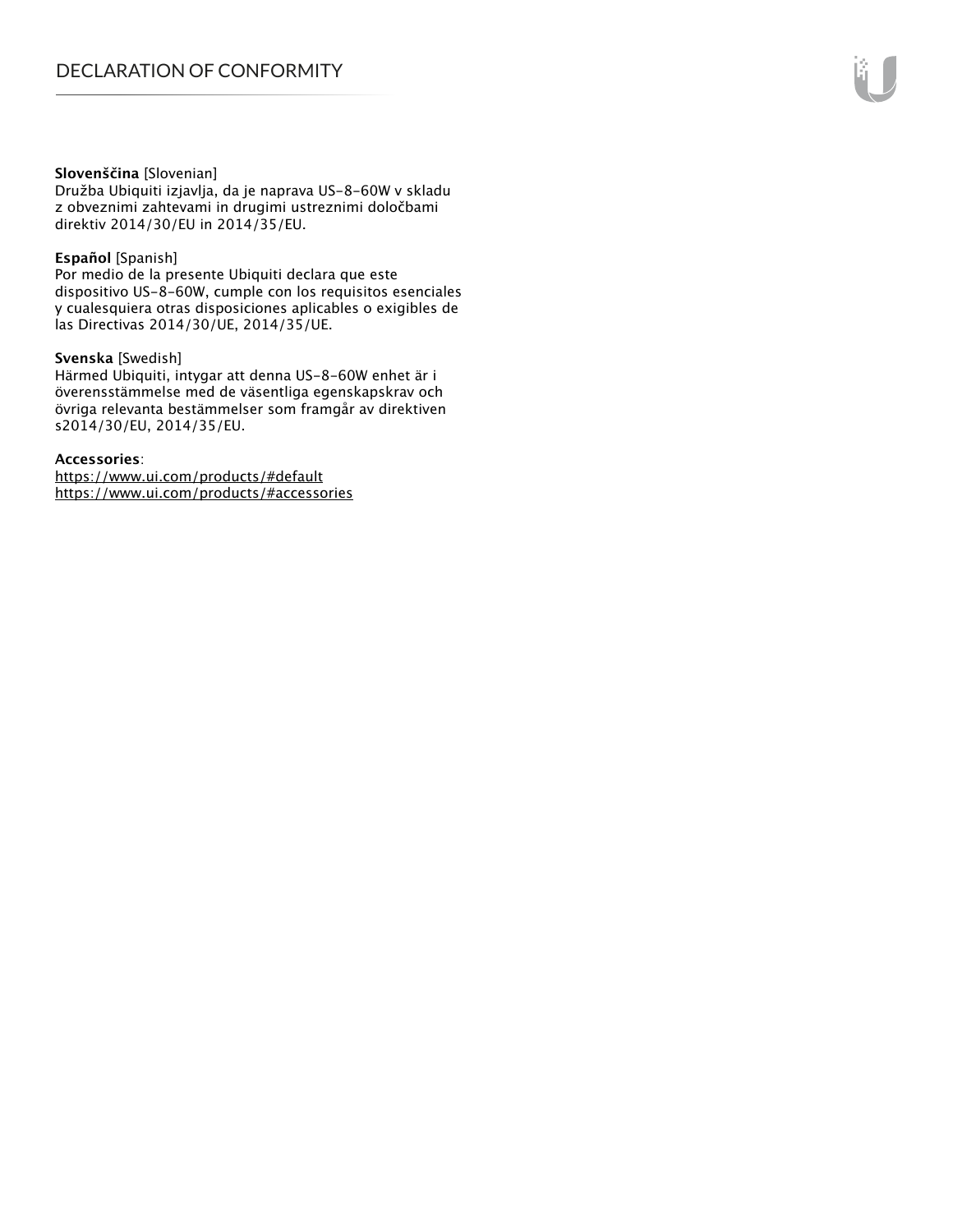**Slovenščina** [Slovenian]
Družba Ubiquiti izjavlja, da je naprava US-8-60W v skladu z obveznimi zahtevami in drugimi ustreznimi določbami direktiv 2014/30/EU in 2014/35/EU.

**Español** [Spanish]
Por medio de la presente Ubiquiti declara que este dispositivo US-8-60W, cumple con los requisitos esenciales y cualesquiera otras disposiciones aplicables o exigibles de las Directivas 2014/30/UE, 2014/35/UE.

**Svenska** [Swedish]
Härmed Ubiquiti, intygar att denna US-8-60W enhet är i överensstämmelse med de väsentliga egenskapskrav och övriga relevanta bestämmelser som framgår av direktiven s2014/30/EU, 2014/35/EU.

**Accessories**:
https://www.ui.com/products/#default
https://www.ui.com/products/#accessories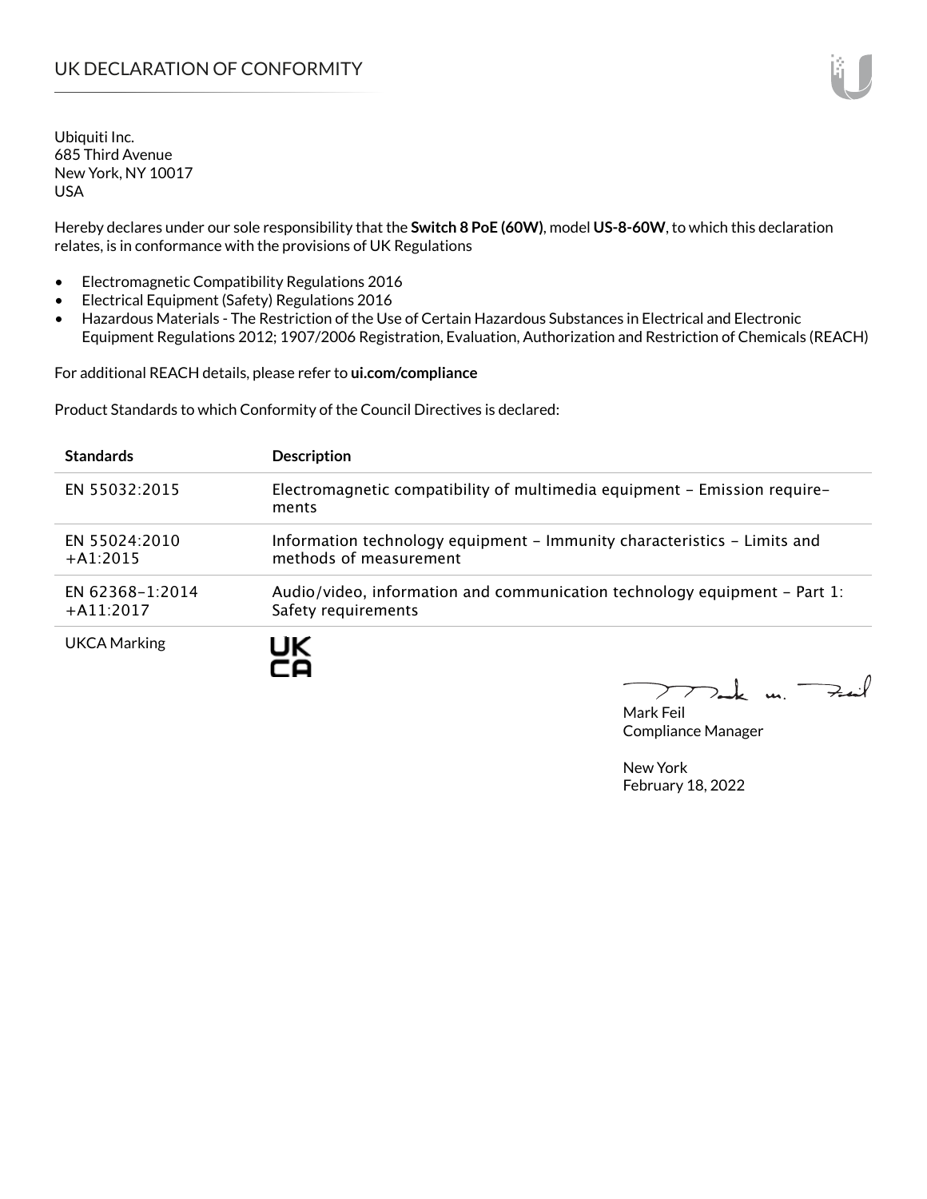# UK DECLARATION OF CONFORMITY

Ubiquiti Inc.
685 Third Avenue
New York, NY 10017
USA

Hereby declares under our sole responsibility that the **Switch 8 PoE (60W)**, model **US-8-60W**, to which this declaration relates, is in conformance with the provisions of UK Regulations

- Electromagnetic Compatibility Regulations 2016
- Electrical Equipment (Safety) Regulations 2016
- Hazardous Materials - The Restriction of the Use of Certain Hazardous Substances in Electrical and Electronic Equipment Regulations 2012; 1907/2006 Registration, Evaluation, Authorization and Restriction of Chemicals (REACH)

For additional REACH details, please refer to **ui.com/compliance**

Product Standards to which Conformity of the Council Directives is declared:

| Standards | Description |
|---|---|
| EN 55032:2015 | Electromagnetic compatibility of multimedia equipment – Emission requirements |
| EN 55024:2010 +A1:2015 | Information technology equipment – Immunity characteristics – Limits and methods of measurement |
| EN 62368-1:2014 +A11:2017 | Audio/video, information and communication technology equipment – Part 1: Safety requirements |
| UKCA Marking | UK CA |

Mark Feil
Compliance Manager

New York
February 18, 2022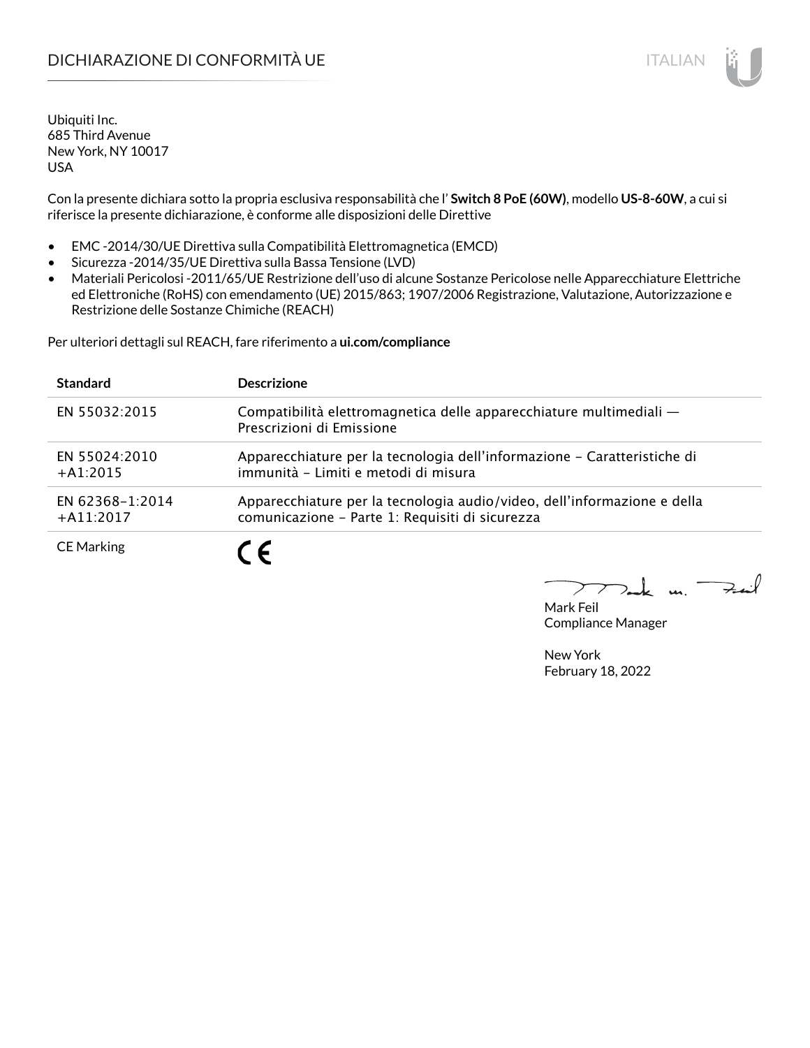# DICHIARAZIONE DI CONFORMITÀ UE

Ubiquiti Inc.
685 Third Avenue
New York, NY 10017
USA

Con la presente dichiara sotto la propria esclusiva responsabilità che l' **Switch 8 PoE (60W)**, modello **US-8-60W**, a cui si riferisce la presente dichiarazione, è conforme alle disposizioni delle Direttive

- EMC -2014/30/UE Direttiva sulla Compatibilità Elettromagnetica (EMCD)
- Sicurezza -2014/35/UE Direttiva sulla Bassa Tensione (LVD)
- Materiali Pericolosi -2011/65/UE Restrizione dell'uso di alcune Sostanze Pericolose nelle Apparecchiature Elettriche ed Elettroniche (RoHS) con emendamento (UE) 2015/863; 1907/2006 Registrazione, Valutazione, Autorizzazione e Restrizione delle Sostanze Chimiche (REACH)

Per ulteriori dettagli sul REACH, fare riferimento a **ui.com/compliance**

| Standard | Descrizione |
| --- | --- |
| EN 55032:2015 | Compatibilità elettromagnetica delle apparecchiature multimediali — Prescrizioni di Emissione |
| EN 55024:2010 +A1:2015 | Apparecchiature per la tecnologia dell'informazione – Caratteristiche di immunità – Limiti e metodi di misura |
| EN 62368–1:2014 +A11:2017 | Apparecchiature per la tecnologia audio/video, dell'informazione e della comunicazione – Parte 1: Requisiti di sicurezza |
| CE Marking | CE |

Mark Feil
Compliance Manager

New York
February 18, 2022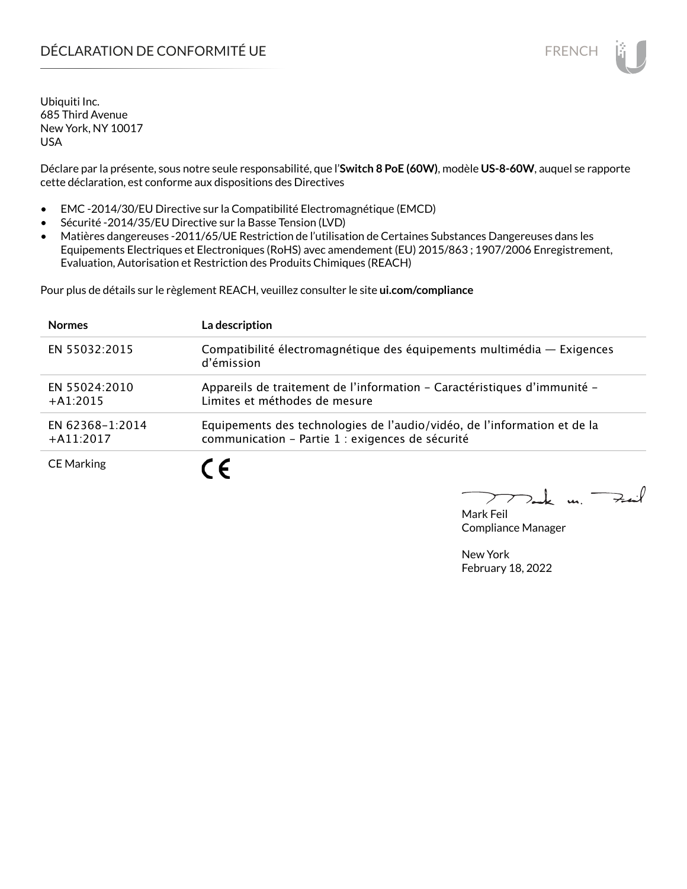# DÉCLARATION DE CONFORMITÉ UE

Ubiquiti Inc.
685 Third Avenue
New York, NY 10017
USA

Déclare par la présente, sous notre seule responsabilité, que l'**Switch 8 PoE (60W)**, modèle **US-8-60W**, auquel se rapporte cette déclaration, est conforme aux dispositions des Directives

- EMC -2014/30/EU Directive sur la Compatibilité Electromagnétique (EMCD)
- Sécurité -2014/35/EU Directive sur la Basse Tension (LVD)
- Matières dangereuses -2011/65/UE Restriction de l'utilisation de Certaines Substances Dangereuses dans les Equipements Electriques et Electroniques (RoHS) avec amendement (EU) 2015/863 ; 1907/2006 Enregistrement, Evaluation, Autorisation et Restriction des Produits Chimiques (REACH)

Pour plus de détails sur le règlement REACH, veuillez consulter le site **ui.com/compliance**

| Normes | La description |
|---|---|
| EN 55032:2015 | Compatibilité électromagnétique des équipements multimédia — Exigences d'émission |
| EN 55024:2010 +A1:2015 | Appareils de traitement de l'information – Caractéristiques d'immunité – Limites et méthodes de mesure |
| EN 62368-1:2014 +A11:2017 | Equipements des technologies de l'audio/vidéo, de l'information et de la communication – Partie 1 : exigences de sécurité |
| CE Marking | CE |

Mark Feil
Compliance Manager

New York
February 18, 2022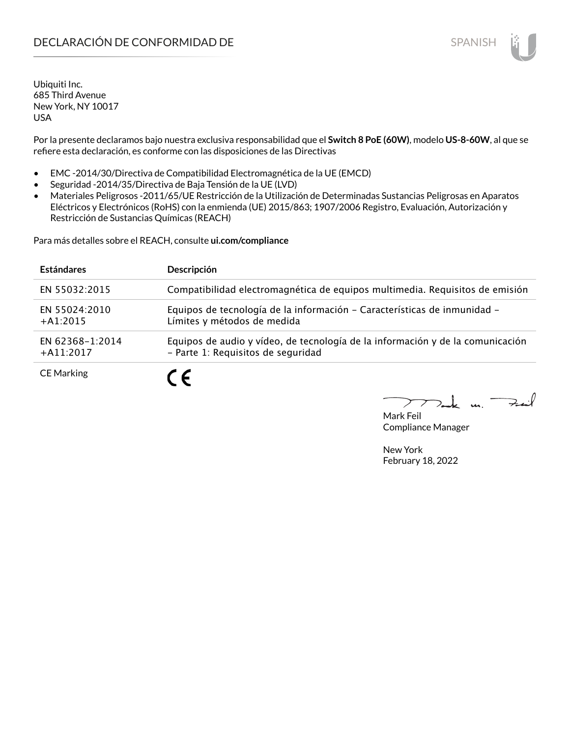# DECLARACIÓN DE CONFORMIDAD DE

Ubiquiti Inc.
685 Third Avenue
New York, NY 10017
USA

Por la presente declaramos bajo nuestra exclusiva responsabilidad que el **Switch 8 PoE (60W)**, modelo **US-8-60W**, al que se refiere esta declaración, es conforme con las disposiciones de las Directivas

- EMC -2014/30/Directiva de Compatibilidad Electromagnética de la UE (EMCD)
- Seguridad -2014/35/Directiva de Baja Tensión de la UE (LVD)
- Materiales Peligrosos -2011/65/UE Restricción de la Utilización de Determinadas Sustancias Peligrosas en Aparatos Eléctricos y Electrónicos (RoHS) con la enmienda (UE) 2015/863; 1907/2006 Registro, Evaluación, Autorización y Restricción de Sustancias Químicas (REACH)

Para más detalles sobre el REACH, consulte **ui.com/compliance**

| **Estándares** | **Descripción** |
| --- | --- |
| EN 55032:2015 | Compatibilidad electromagnética de equipos multimedia. Requisitos de emisión |
| EN 55024:2010 +A1:2015 | Equipos de tecnología de la información – Características de inmunidad – Límites y métodos de medida |
| EN 62368–1:2014 +A11:2017 | Equipos de audio y vídeo, de tecnología de la información y de la comunicación – Parte 1: Requisitos de seguridad |
| CE Marking | CE |

Mark Feil
Compliance Manager

New York
February 18, 2022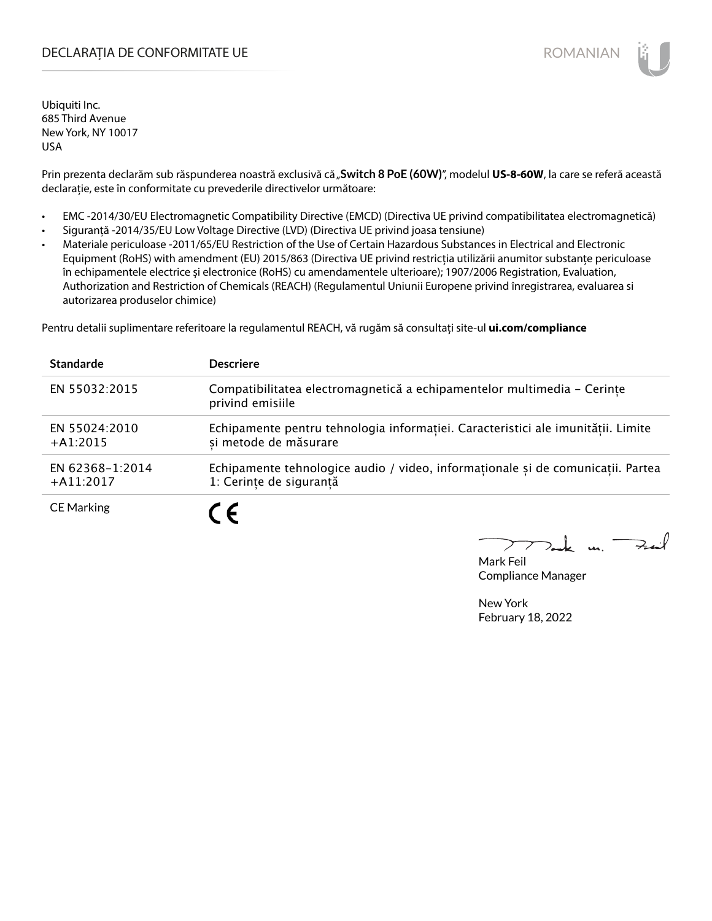# DECLARAȚIA DE CONFORMITATE UE

ROMANIAN

Ubiquiti Inc.
685 Third Avenue
New York, NY 10017
USA

Prin prezenta declarăm sub răspunderea noastră exclusivă că „**Switch 8 PoE (60W)**", modelul **US-8-60W**, la care se referă această declarație, este în conformitate cu prevederile directivelor următoare:

- EMC -2014/30/EU Electromagnetic Compatibility Directive (EMCD) (Directiva UE privind compatibilitatea electromagnetică)
- Siguranță -2014/35/EU Low Voltage Directive (LVD) (Directiva UE privind joasa tensiune)
- Materiale periculoase -2011/65/EU Restriction of the Use of Certain Hazardous Substances in Electrical and Electronic Equipment (RoHS) with amendment (EU) 2015/863 (Directiva UE privind restricția utilizării anumitor substanțe periculoase în echipamentele electrice și electronice (RoHS) cu amendamentele ulterioare); 1907/2006 Registration, Evaluation, Authorization and Restriction of Chemicals (REACH) (Regulamentul Uniunii Europene privind înregistrarea, evaluarea si autorizarea produselor chimice)

Pentru detalii suplimentare referitoare la regulamentul REACH, vă rugăm să consultați site-ul **ui.com/compliance**

| Standarde | Descriere |
|---|---|
| EN 55032:2015 | Compatibilitatea electromagnetică a echipamentelor multimedia – Cerințe privind emisiile |
| EN 55024:2010 +A1:2015 | Echipamente pentru tehnologia informației. Caracteristici ale imunității. Limite și metode de măsurare |
| EN 62368-1:2014 +A11:2017 | Echipamente tehnologice audio / video, informaționale și de comunicații. Partea 1: Cerințe de siguranță |
| CE Marking | CE |

Mark Feil
Compliance Manager

New York
February 18, 2022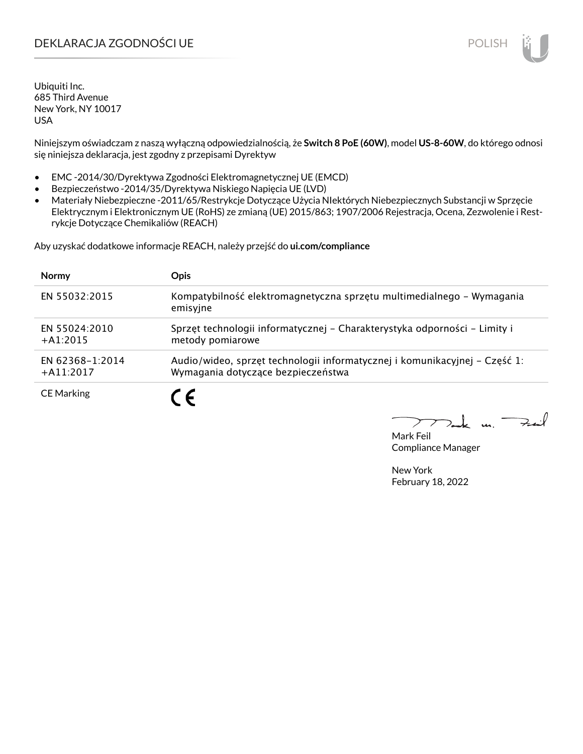# DEKLARACJA ZGODNOŚCI UE

Ubiquiti Inc.
685 Third Avenue
New York, NY 10017
USA

Niniejszym oświadczam z naszą wyłączną odpowiedzialnością, że **Switch 8 PoE (60W)**, model **US-8-60W**, do którego odnosi się niniejsza deklaracja, jest zgodny z przepisami Dyrektyw

- EMC -2014/30/Dyrektywa Zgodności Elektromagnetycznej UE (EMCD)
- Bezpieczeństwo -2014/35/Dyrektywa Niskiego Napięcia UE (LVD)
- Materiały Niebezpieczne -2011/65/Restrykcje Dotyczące Użycia NIektórych Niebezpiecznych Substancji w Sprzęcie Elektrycznym i Elektronicznym UE (RoHS) ze zmianą (UE) 2015/863; 1907/2006 Rejestracja, Ocena, Zezwolenie i Restrykcje Dotyczące Chemikaliów (REACH)

Aby uzyskać dodatkowe informacje REACH, należy przejść do **ui.com/compliance**

| Normy | Opis |
|---|---|
| EN 55032:2015 | Kompatybilność elektromagnetyczna sprzętu multimedialnego – Wymagania emisyjne |
| EN 55024:2010 +A1:2015 | Sprzęt technologii informatycznej – Charakterystyka odporności – Limity i metody pomiarowe |
| EN 62368–1:2014 +A11:2017 | Audio/wideo, sprzęt technologii informatycznej i komunikacyjnej – Część 1: Wymagania dotyczące bezpieczeństwa |
| CE Marking | CE |

Mark Feil
Compliance Manager

New York
February 18, 2022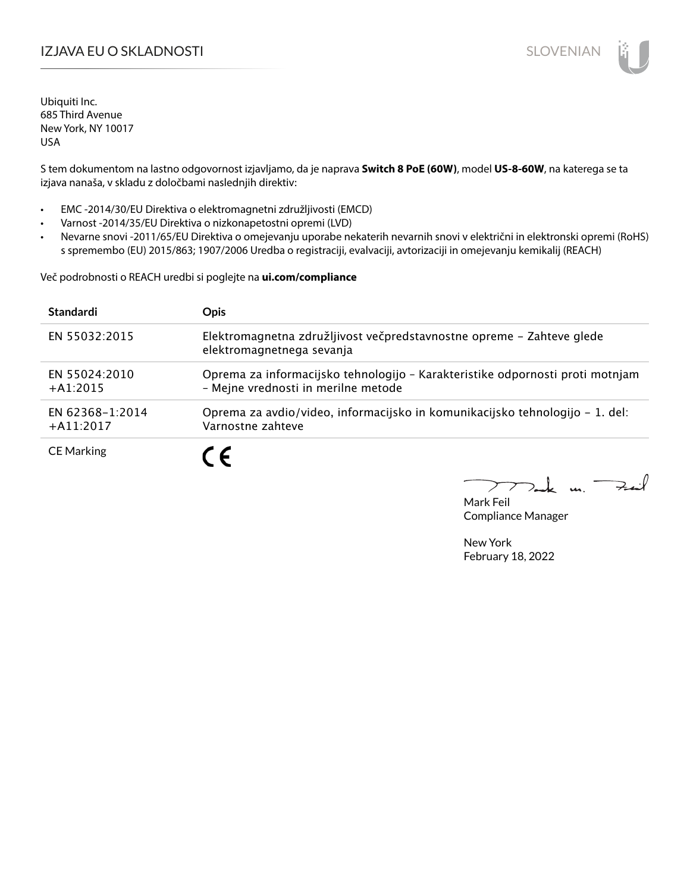# IZJAVA EU O SKLADNOSTI

Ubiquiti Inc.
685 Third Avenue
New York, NY 10017
USA

S tem dokumentom na lastno odgovornost izjavljamo, da je naprava **Switch 8 PoE (60W)**, model **US-8-60W**, na katerega se ta izjava nanaša, v skladu z določbami naslednjih direktiv:

- EMC -2014/30/EU Direktiva o elektromagnetni združljivosti (EMCD)
- Varnost -2014/35/EU Direktiva o nizkonapetostni opremi (LVD)
- Nevarne snovi -2011/65/EU Direktiva o omejevanju uporabe nekaterih nevarnih snovi v električni in elektronski opremi (RoHS) s spremembo (EU) 2015/863; 1907/2006 Uredba o registraciji, evalvaciji, avtorizaciji in omejevanju kemikalij (REACH)

Več podrobnosti o REACH uredbi si poglejte na **ui.com/compliance**

| **Standardi** | **Opis** |
|---|---|
| EN 55032:2015 | Elektromagnetna združljivost večpredstavnostne opreme – Zahteve glede elektromagnetnega sevanja |
| EN 55024:2010 +A1:2015 | Oprema za informacijsko tehnologijo – Karakteristike odpornosti proti motnjam – Mejne vrednosti in merilne metode |
| EN 62368-1:2014 +A11:2017 | Oprema za avdio/video, informacijsko in komunikacijsko tehnologijo – 1. del: Varnostne zahteve |
| CE Marking | CE |

Mark Feil
Compliance Manager

New York
February 18, 2022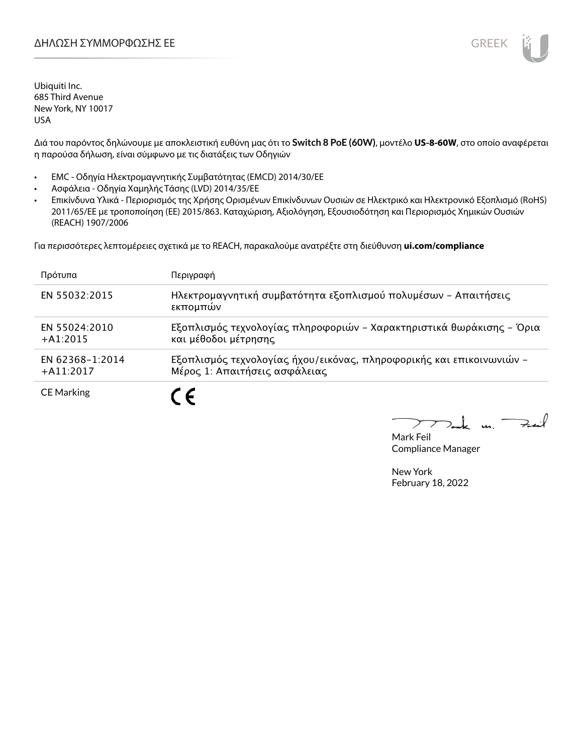# ΔΗΛΩΣΗ ΣΥΜΜΟΡΦΩΣΗΣ ΕΕ

Ubiquiti Inc.
685 Third Avenue
New York, NY 10017
USA

Διά του παρόντος δηλώνουμε με αποκλειστική ευθύνη μας ότι το **Switch 8 PoE (60W)**, μοντέλο **US-8-60W**, στο οποίο αναφέρεται η παρούσα δήλωση, είναι σύμφωνο με τις διατάξεις των Οδηγιών

- EMC - Οδηγία Ηλεκτρομαγνητικής Συμβατότητας (EMCD) 2014/30/ΕΕ
- Ασφάλεια - Οδηγία Χαμηλής Τάσης (LVD) 2014/35/ΕΕ
- Επικίνδυνα Υλικά - Περιορισμός της Χρήσης Ορισμένων Επικίνδυνων Ουσιών σε Ηλεκτρικό και Ηλεκτρονικό Εξοπλισμό (RoHS) 2011/65/ΕΕ με τροποποίηση (ΕΕ) 2015/863. Καταχώριση, Αξιολόγηση, Εξουσιοδότηση και Περιορισμός Χημικών Ουσιών (REACH) 1907/2006

Για περισσότερες λεπτομέρειες σχετικά με το REACH, παρακαλούμε ανατρέξτε στη διεύθυνση **ui.com/compliance**

| Πρότυπα | Περιγραφή |
|---|---|
| EN 55032:2015 | Ηλεκτρομαγνητική συμβατότητα εξοπλισμού πολυμέσων – Απαιτήσεις εκπομπών |
| EN 55024:2010 +A1:2015 | Εξοπλισμός τεχνολογίας πληροφοριών – Χαρακτηριστικά θωράκισης – Όρια και μέθοδοι μέτρησης |
| EN 62368-1:2014 +A11:2017 | Εξοπλισμός τεχνολογίας ήχου/εικόνας, πληροφορικής και επικοινωνιών – Μέρος 1: Απαιτήσεις ασφάλειας |
| CE Marking | CE |

Mark Feil
Compliance Manager

New York
February 18, 2022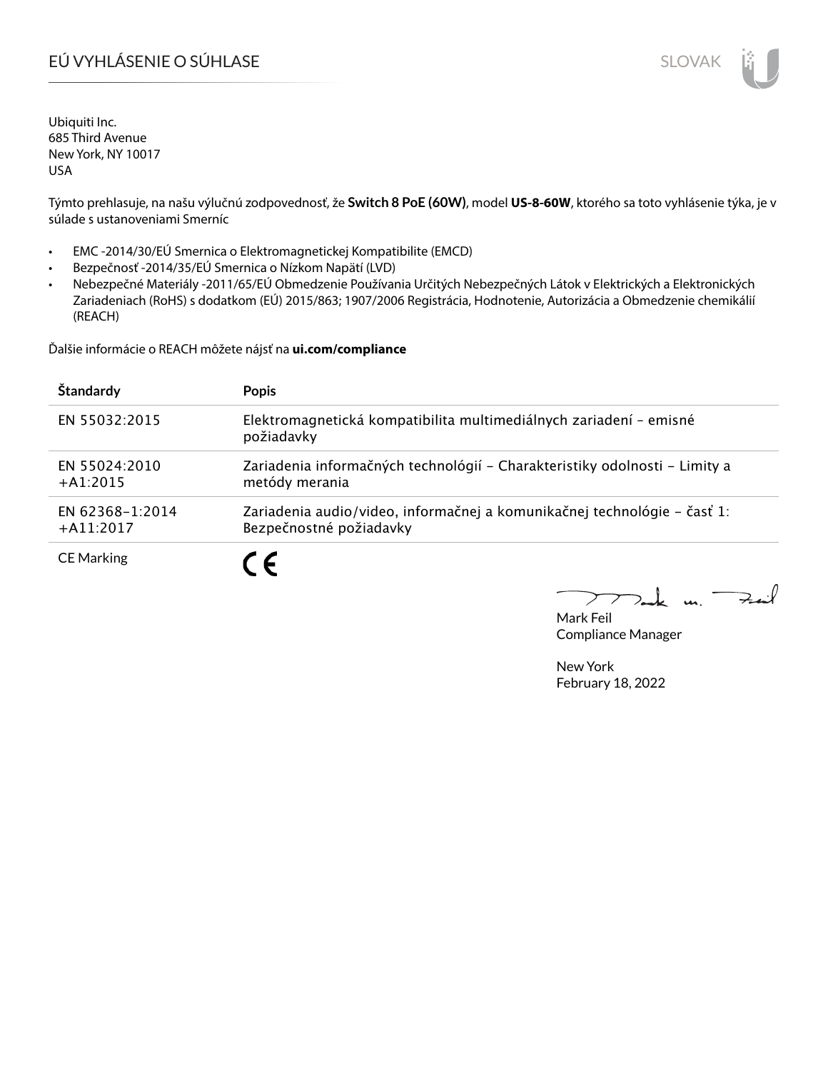# EÚ VYHLÁSENIE O SÚHLASE

Ubiquiti Inc.
685 Third Avenue
New York, NY 10017
USA

Týmto prehlasuje, na našu výlučnú zodpovednosť, že **Switch 8 PoE (60W)**, model **US-8-60W**, ktorého sa toto vyhlásenie týka, je v súlade s ustanoveniami Smerníc

- EMC -2014/30/EÚ Smernica o Elektromagnetickej Kompatibilite (EMCD)
- Bezpečnosť -2014/35/EÚ Smernica o Nízkom Napätí (LVD)
- Nebezpečné Materiály -2011/65/EÚ Obmedzenie Používania Určitých Nebezpečných Látok v Elektrických a Elektronických Zariadeniach (RoHS) s dodatkom (EÚ) 2015/863; 1907/2006 Registrácia, Hodnotenie, Autorizácia a Obmedzenie chemikálií (REACH)

Ďalšie informácie o REACH môžete nájsť na **ui.com/compliance**

| Štandardy | Popis |
|---|---|
| EN 55032:2015 | Elektromagnetická kompatibilita multimediálnych zariadení – emisné požiadavky |
| EN 55024:2010 +A1:2015 | Zariadenia informačných technológií – Charakteristiky odolnosti – Limity a metódy merania |
| EN 62368-1:2014 +A11:2017 | Zariadenia audio/video, informačnej a komunikačnej technológie – časť 1: Bezpečnostné požiadavky |
| CE Marking | CE |

Mark Feil
Compliance Manager

New York
February 18, 2022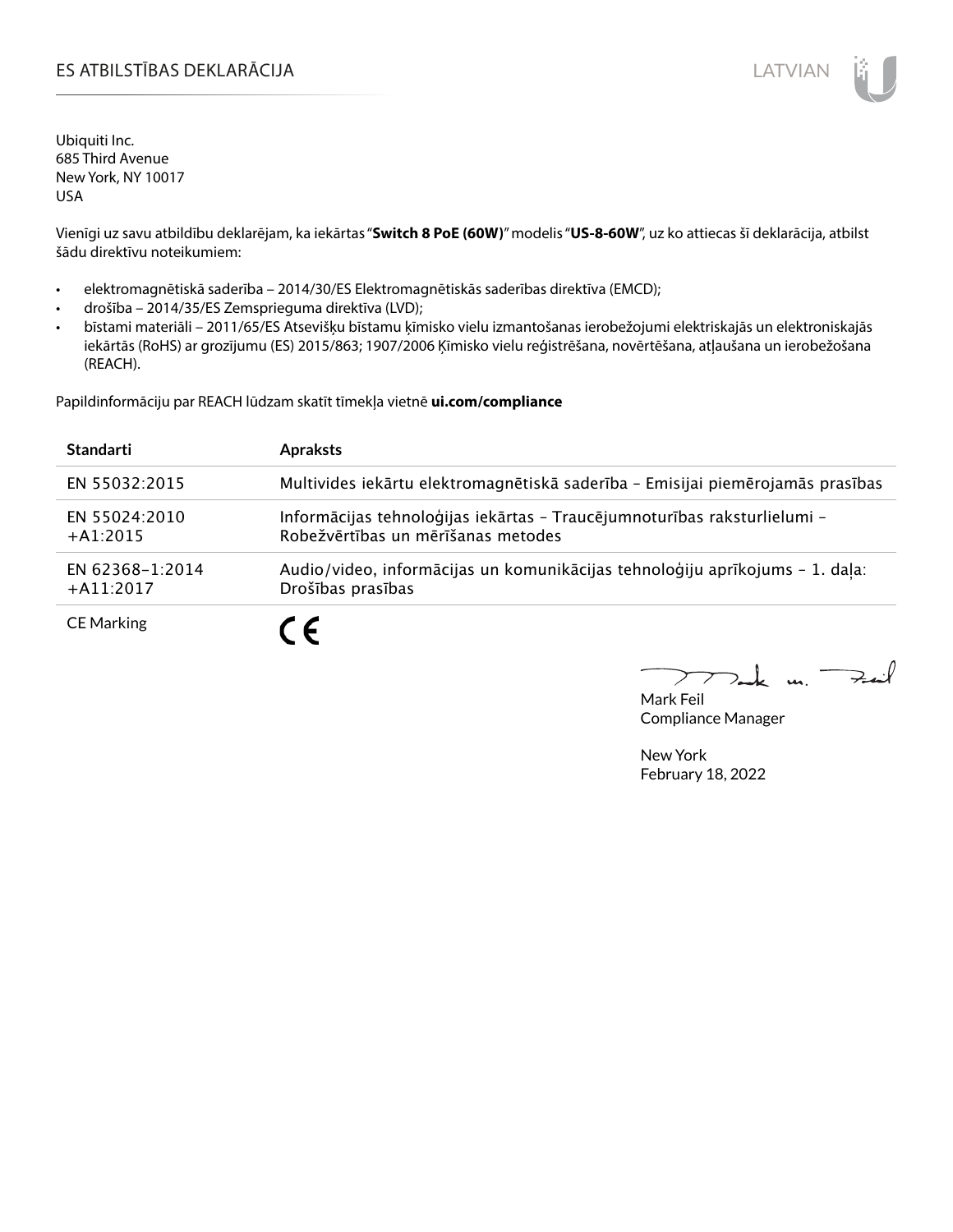# ES ATBILSTĪBAS DEKLARĀCIJA

Ubiquiti Inc.
685 Third Avenue
New York, NY 10017
USA

Vienīgi uz savu atbildību deklarējam, ka iekārtas "**Switch 8 PoE (60W)**" modelis "**US-8-60W**", uz ko attiecas šī deklarācija, atbilst šādu direktīvu noteikumiem:

- elektromagnētiskā saderība – 2014/30/ES Elektromagnētiskās saderības direktīva (EMCD);
- drošība – 2014/35/ES Zemsprieguma direktīva (LVD);
- bīstami materiāli – 2011/65/ES Atsevišķu bīstamu ķīmisko vielu izmantošanas ierobežojumi elektriskajās un elektroniskajās iekārtās (RoHS) ar grozījumu (ES) 2015/863; 1907/2006 Ķīmisko vielu reģistrēšana, novērtēšana, atļaušana un ierobežošana (REACH).

Papildinformāciju par REACH lūdzam skatīt tīmekļa vietnē **ui.com/compliance**

| Standarti | Apraksts |
|---|---|
| EN 55032:2015 | Multivides iekārtu elektromagnētiskā saderība – Emisijai piemērojamās prasības |
| EN 55024:2010 +A1:2015 | Informācijas tehnoloģijas iekārtas – Traucējumnoturības raksturlielumi – Robežvērtības un mērīšanas metodes |
| EN 62368-1:2014 +A11:2017 | Audio/video, informācijas un komunikācijas tehnoloģiju aprīkojums – 1. daļa: Drošības prasības |
| CE Marking | CE |

Mark Feil
Compliance Manager

New York
February 18, 2022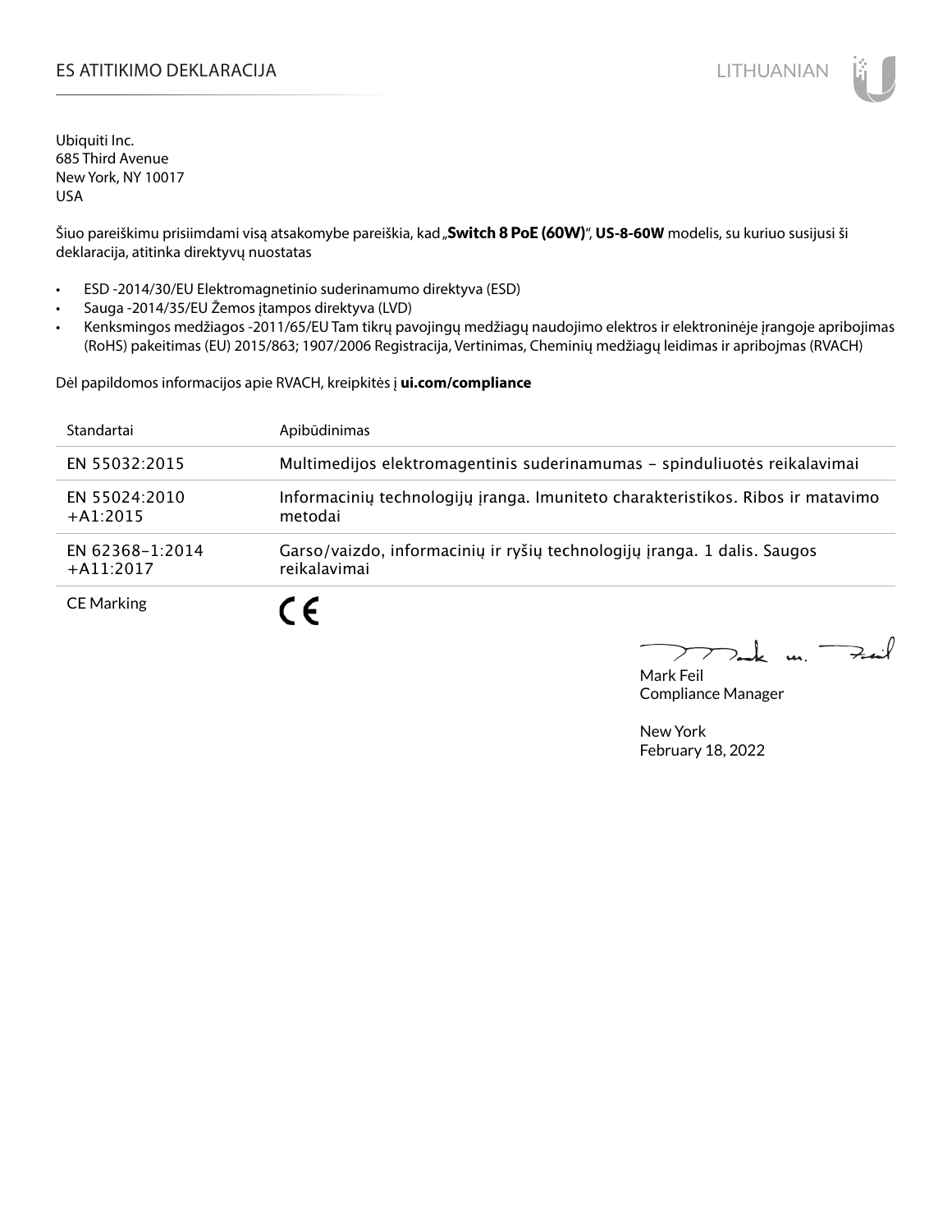# ES ATITIKIMO DEKLARACIJA

Ubiquiti Inc.
685 Third Avenue
New York, NY 10017
USA

Šiuo pareiškimu prisiimdami visą atsakomybe pareiškia, kad „**Switch 8 PoE (60W)**“, **US-8-60W** modelis, su kuriuo susijusi ši deklaracija, atitinka direktyvų nuostatas

- ESD -2014/30/EU Elektromagnetinio suderinamumo direktyva (ESD)
- Sauga -2014/35/EU Žemos įtampos direktyva (LVD)
- Kenksmingos medžiagos -2011/65/EU Tam tikrų pavojingų medžiagų naudojimo elektros ir elektroninėje įrangoje apribojimas (RoHS) pakeitimas (EU) 2015/863; 1907/2006 Registracija, Vertinimas, Cheminių medžiagų leidimas ir apribojmas (RVACH)

Dėl papildomos informacijos apie RVACH, kreipkitės į **ui.com/compliance**

| Standartai | Apibūdinimas |
|---|---|
| EN 55032:2015 | Multimedijos elektromagentinis suderinamumas – spinduliuotės reikalavimai |
| EN 55024:2010 +A1:2015 | Informacinių technologijų įranga. Imuniteto charakteristikos. Ribos ir matavimo metodai |
| EN 62368-1:2014 +A11:2017 | Garso/vaizdo, informacinių ir ryšių technologijų įranga. 1 dalis. Saugos reikalavimai |
| CE Marking | CE |

Mark Feil
Compliance Manager

New York
February 18, 2022